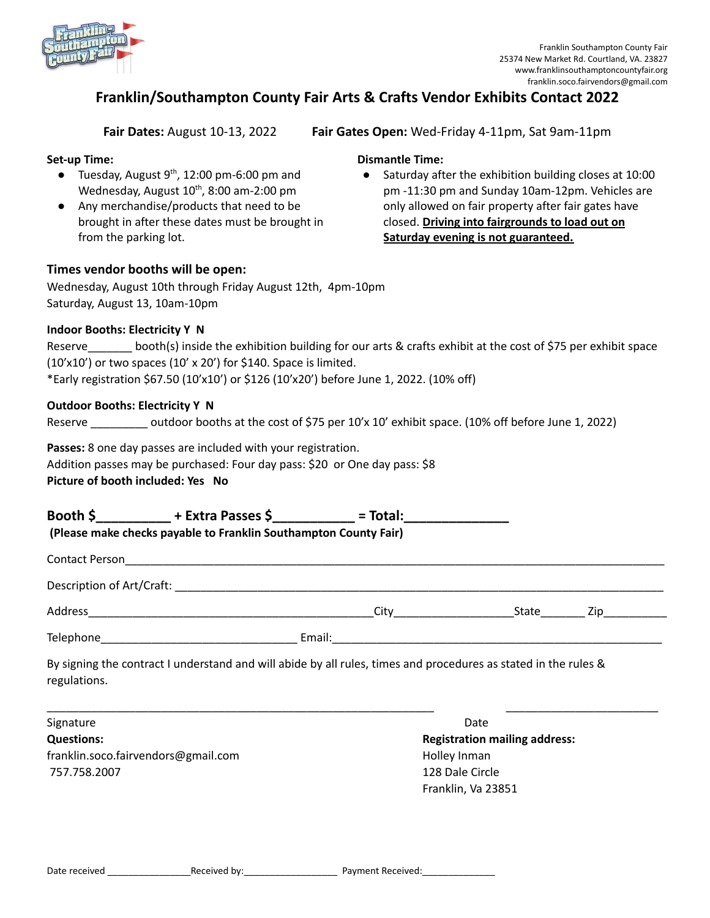Franklin Southampton County Fair
25374 New Market Rd. Courtland, VA. 23827
www.franklinsouthamptoncountyfair.org
franklin.soco.fairvendors@gmail.com

# Franklin/Southampton County Fair Arts & Crafts Vendor Exhibits Contact 2022

**Fair Dates:** August 10-13, 2022 **Fair Gates Open:** Wed-Friday 4-11pm, Sat 9am-11pm

**Set-up Time:**

- Tuesday, August 9th, 12:00 pm-6:00 pm and Wednesday, August 10th, 8:00 am-2:00 pm
- Any merchandise/products that need to be brought in after these dates must be brought in from the parking lot.

**Dismantle Time:**

- Saturday after the exhibition building closes at 10:00 pm -11:30 pm and Sunday 10am-12pm. Vehicles are only allowed on fair property after fair gates have closed. **Driving into fairgrounds to load out on Saturday evening is not guaranteed.**

### Times vendor booths will be open:

Wednesday, August 10th through Friday August 12th, 4pm-10pm
Saturday, August 13, 10am-10pm

**Indoor Booths: Electricity Y N**

Reserve_______ booth(s) inside the exhibition building for our arts & crafts exhibit at the cost of $75 per exhibit space (10'x10') or two spaces (10' x 20') for $140. Space is limited.
*Early registration $67.50 (10'x10') or $126 (10'x20') before June 1, 2022. (10% off)

**Outdoor Booths: Electricity Y N**

Reserve _________ outdoor booths at the cost of $75 per 10'x 10' exhibit space. (10% off before June 1, 2022)

**Passes:** 8 one day passes are included with your registration.
Addition passes may be purchased: Four day pass: $20 or One day pass: $8
**Picture of booth included: Yes No**

## Booth $__________ + Extra Passes $___________ = Total:______________

**(Please make checks payable to Franklin Southampton County Fair)**

Contact Person_______________________________________________________________________________

Description of Art/Craft: _______________________________________________________________________

Address_____________________________________________City___________________State_______ Zip__________

Telephone_______________________________ Email:_____________________________________________________

By signing the contract I understand and will abide by all rules, times and procedures as stated in the rules & regulations.

_______________________________________________________________ _________________________

Signature Date

**Questions:**
franklin.soco.fairvendors@gmail.com
757.758.2007

**Registration mailing address:**
Holley Inman
128 Dale Circle
Franklin, Va 23851

Date received _______________Received by:_________________ Payment Received:_____________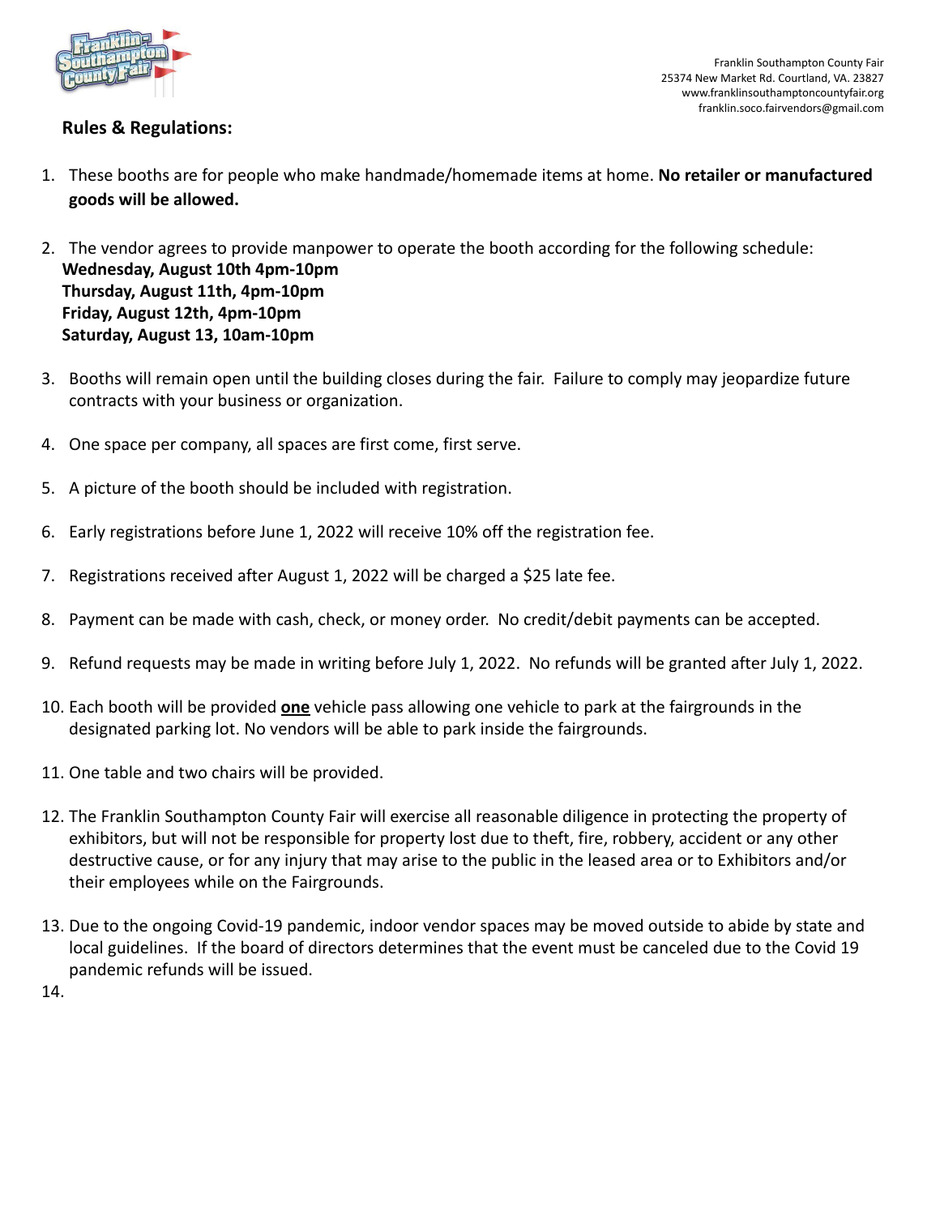Franklin Southampton County Fair
25374 New Market Rd. Courtland, VA. 23827
www.franklinsouthamptoncountyfair.org
franklin.soco.fairvendors@gmail.com

**Rules & Regulations:**

1. These booths are for people who make handmade/homemade items at home. **No retailer or manufactured goods will be allowed.**

2. The vendor agrees to provide manpower to operate the booth according for the following schedule:
   **Wednesday, August 10th 4pm-10pm**
   **Thursday, August 11th, 4pm-10pm**
   **Friday, August 12th, 4pm-10pm**
   **Saturday, August 13, 10am-10pm**

3. Booths will remain open until the building closes during the fair. Failure to comply may jeopardize future contracts with your business or organization.

4. One space per company, all spaces are first come, first serve.

5. A picture of the booth should be included with registration.

6. Early registrations before June 1, 2022 will receive 10% off the registration fee.

7. Registrations received after August 1, 2022 will be charged a $25 late fee.

8. Payment can be made with cash, check, or money order. No credit/debit payments can be accepted.

9. Refund requests may be made in writing before July 1, 2022. No refunds will be granted after July 1, 2022.

10. Each booth will be provided **one** vehicle pass allowing one vehicle to park at the fairgrounds in the designated parking lot. No vendors will be able to park inside the fairgrounds.

11. One table and two chairs will be provided.

12. The Franklin Southampton County Fair will exercise all reasonable diligence in protecting the property of exhibitors, but will not be responsible for property lost due to theft, fire, robbery, accident or any other destructive cause, or for any injury that may arise to the public in the leased area or to Exhibitors and/or their employees while on the Fairgrounds.

13. Due to the ongoing Covid-19 pandemic, indoor vendor spaces may be moved outside to abide by state and local guidelines. If the board of directors determines that the event must be canceled due to the Covid 19 pandemic refunds will be issued.

14.